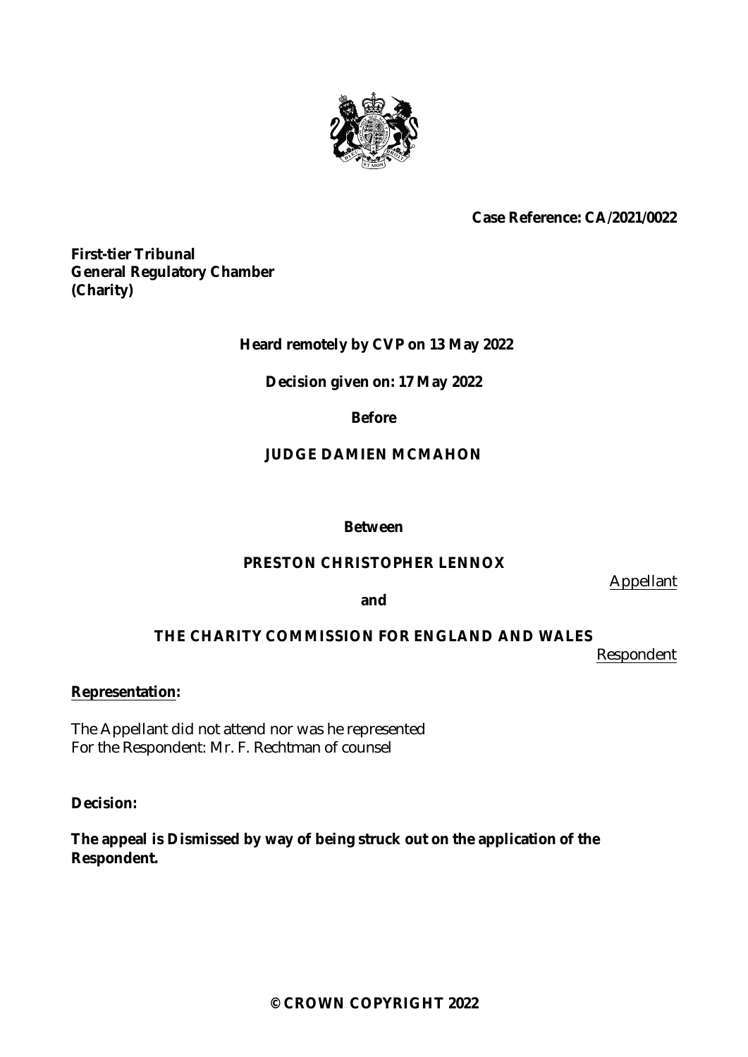**Case Reference: CA/2021/0022**

**First-tier Tribunal**
**General Regulatory Chamber**
**(Charity)**

**Heard remotely by CVP on 13 May 2022**

**Decision given on: 17 May 2022**

**Before**

**JUDGE DAMIEN MCMAHON**

**Between**

**PRESTON CHRISTOPHER LENNOX**

Appellant

**and**

**THE CHARITY COMMISSION FOR ENGLAND AND WALES**

Respondent

**Representation:**

The Appellant did not attend nor was he represented
For the Respondent: Mr. F. Rechtman of counsel

**Decision:**

**The appeal is Dismissed by way of being struck out on the application of the Respondent.**

**© CROWN COPYRIGHT 2022**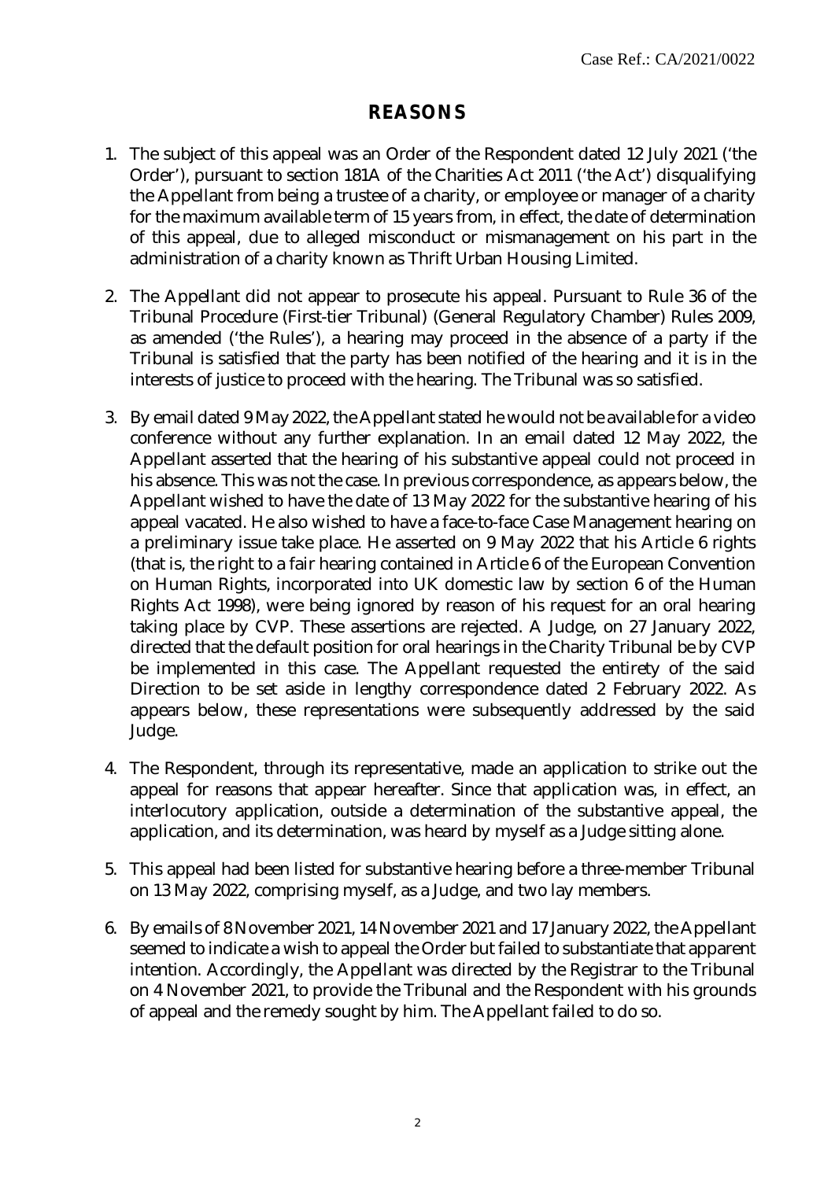## REASONS

1. The subject of this appeal was an Order of the Respondent dated 12 July 2021 ('the Order'), pursuant to section 181A of the Charities Act 2011 ('the Act') disqualifying the Appellant from being a trustee of a charity, or employee or manager of a charity for the maximum available term of 15 years from, in effect, the date of determination of this appeal, due to alleged misconduct or mismanagement on his part in the administration of a charity known as Thrift Urban Housing Limited.

2. The Appellant did not appear to prosecute his appeal. Pursuant to Rule 36 of the Tribunal Procedure (First-tier Tribunal) (General Regulatory Chamber) Rules 2009, as amended ('the Rules'), a hearing may proceed in the absence of a party if the Tribunal is satisfied that the party has been notified of the hearing and it is in the interests of justice to proceed with the hearing. The Tribunal was so satisfied.

3. By email dated 9 May 2022, the Appellant stated he would not be available for a video conference without any further explanation. In an email dated 12 May 2022, the Appellant asserted that the hearing of his substantive appeal could not proceed in his absence. This was not the case. In previous correspondence, as appears below, the Appellant wished to have the date of 13 May 2022 for the substantive hearing of his appeal vacated. He also wished to have a face-to-face Case Management hearing on a preliminary issue take place. He asserted on 9 May 2022 that his Article 6 rights (that is, the right to a fair hearing contained in Article 6 of the European Convention on Human Rights, incorporated into UK domestic law by section 6 of the Human Rights Act 1998), were being ignored by reason of his request for an oral hearing taking place by CVP. These assertions are rejected. A Judge, on 27 January 2022, directed that the default position for oral hearings in the Charity Tribunal be by CVP be implemented in this case. The Appellant requested the entirety of the said Direction to be set aside in lengthy correspondence dated 2 February 2022. As appears below, these representations were subsequently addressed by the said Judge.

4. The Respondent, through its representative, made an application to strike out the appeal for reasons that appear hereafter. Since that application was, in effect, an interlocutory application, outside a determination of the substantive appeal, the application, and its determination, was heard by myself as a Judge sitting alone.

5. This appeal had been listed for substantive hearing before a three-member Tribunal on 13 May 2022, comprising myself, as a Judge, and two lay members.

6. By emails of 8 November 2021, 14 November 2021 and 17 January 2022, the Appellant seemed to indicate a wish to appeal the Order but failed to substantiate that apparent intention. Accordingly, the Appellant was directed by the Registrar to the Tribunal on 4 November 2021, to provide the Tribunal and the Respondent with his grounds of appeal and the remedy sought by him. The Appellant failed to do so.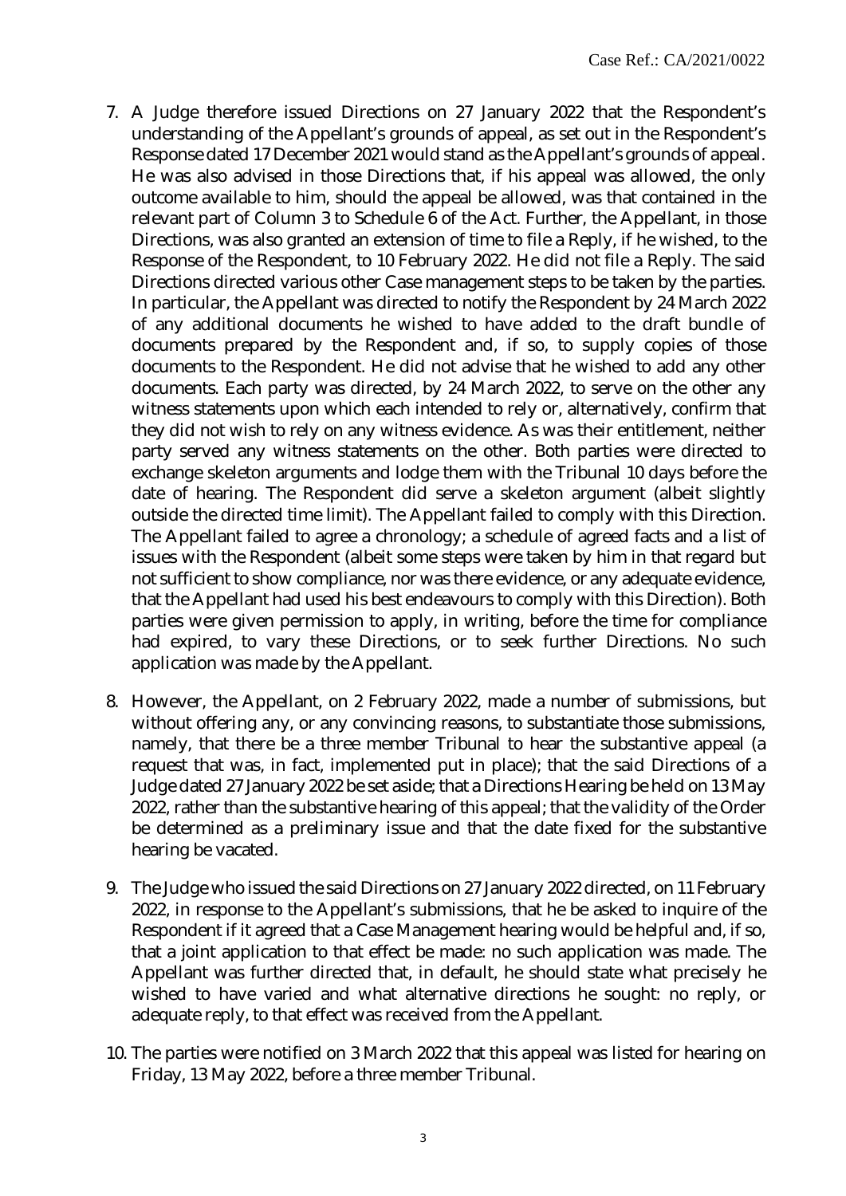7. A Judge therefore issued Directions on 27 January 2022 that the Respondent's understanding of the Appellant's grounds of appeal, as set out in the Respondent's Response dated 17 December 2021 would stand as the Appellant's grounds of appeal. He was also advised in those Directions that, if his appeal was allowed, the only outcome available to him, should the appeal be allowed, was that contained in the relevant part of Column 3 to Schedule 6 of the Act. Further, the Appellant, in those Directions, was also granted an extension of time to file a Reply, if he wished, to the Response of the Respondent, to 10 February 2022. He did not file a Reply. The said Directions directed various other Case management steps to be taken by the parties. In particular, the Appellant was directed to notify the Respondent by 24 March 2022 of any additional documents he wished to have added to the draft bundle of documents prepared by the Respondent and, if so, to supply copies of those documents to the Respondent. He did not advise that he wished to add any other documents. Each party was directed, by 24 March 2022, to serve on the other any witness statements upon which each intended to rely or, alternatively, confirm that they did not wish to rely on any witness evidence. As was their entitlement, neither party served any witness statements on the other. Both parties were directed to exchange skeleton arguments and lodge them with the Tribunal 10 days before the date of hearing. The Respondent did serve a skeleton argument (albeit slightly outside the directed time limit). The Appellant failed to comply with this Direction. The Appellant failed to agree a chronology; a schedule of agreed facts and a list of issues with the Respondent (albeit some steps were taken by him in that regard but not sufficient to show compliance, nor was there evidence, or any adequate evidence, that the Appellant had used his best endeavours to comply with this Direction). Both parties were given permission to apply, in writing, before the time for compliance had expired, to vary these Directions, or to seek further Directions. No such application was made by the Appellant.

8. However, the Appellant, on 2 February 2022, made a number of submissions, but without offering any, or any convincing reasons, to substantiate those submissions, namely, that there be a three member Tribunal to hear the substantive appeal (a request that was, in fact, implemented put in place); that the said Directions of a Judge dated 27 January 2022 be set aside; that a Directions Hearing be held on 13 May 2022, rather than the substantive hearing of this appeal; that the validity of the Order be determined as a preliminary issue and that the date fixed for the substantive hearing be vacated.

9. The Judge who issued the said Directions on 27 January 2022 directed, on 11 February 2022, in response to the Appellant's submissions, that he be asked to inquire of the Respondent if it agreed that a Case Management hearing would be helpful and, if so, that a joint application to that effect be made: no such application was made. The Appellant was further directed that, in default, he should state what precisely he wished to have varied and what alternative directions he sought: no reply, or adequate reply, to that effect was received from the Appellant.

10. The parties were notified on 3 March 2022 that this appeal was listed for hearing on Friday, 13 May 2022, before a three member Tribunal.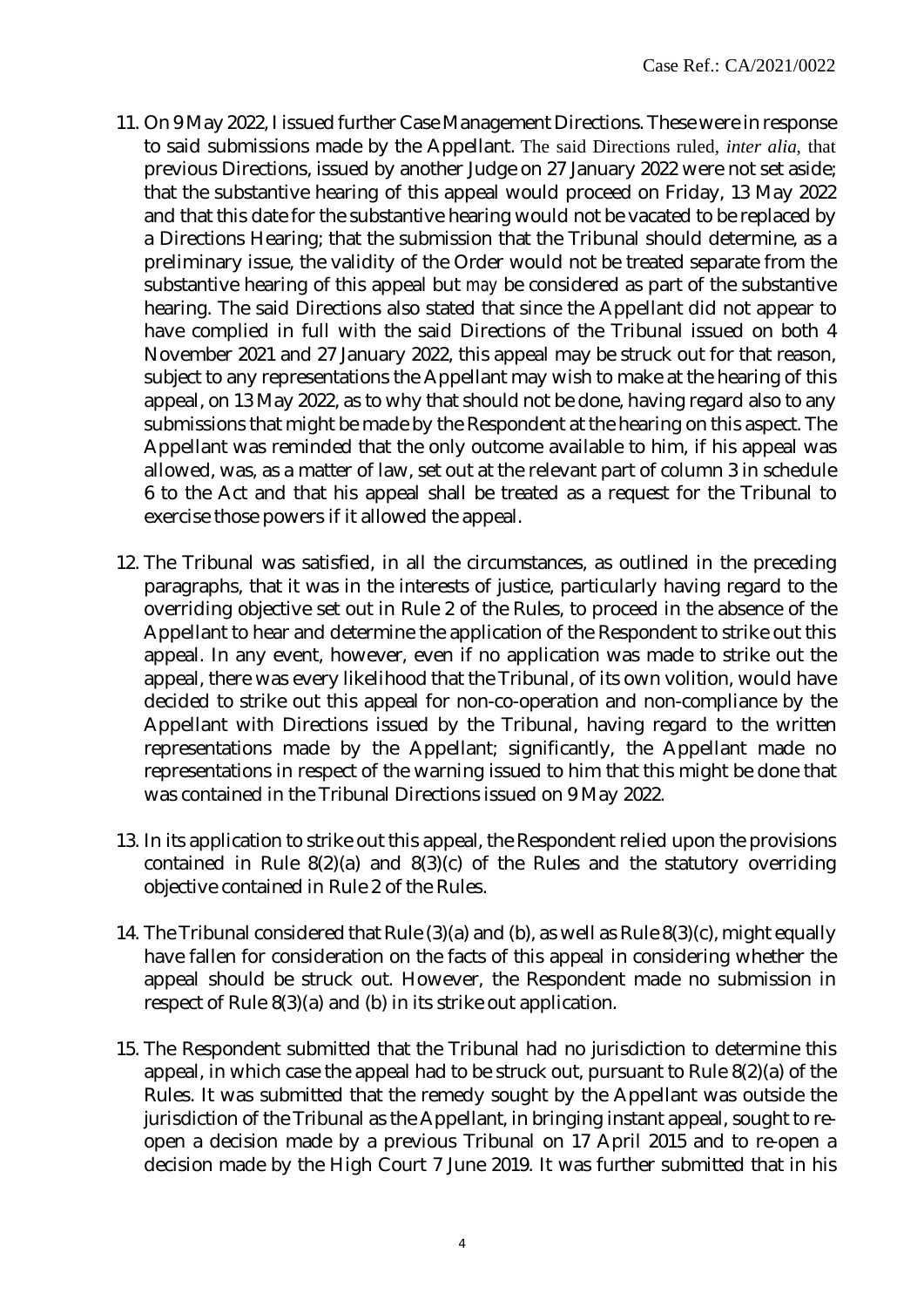11. On 9 May 2022, I issued further Case Management Directions. These were in response to said submissions made by the Appellant. The said Directions ruled, *inter alia*, that previous Directions, issued by another Judge on 27 January 2022 were not set aside; that the substantive hearing of this appeal would proceed on Friday, 13 May 2022 and that this date for the substantive hearing would not be vacated to be replaced by a Directions Hearing; that the submission that the Tribunal should determine, as a preliminary issue, the validity of the Order would not be treated separate from the substantive hearing of this appeal but *may* be considered as part of the substantive hearing. The said Directions also stated that since the Appellant did not appear to have complied in full with the said Directions of the Tribunal issued on both 4 November 2021 and 27 January 2022, this appeal may be struck out for that reason, subject to any representations the Appellant may wish to make at the hearing of this appeal, on 13 May 2022, as to why that should not be done, having regard also to any submissions that might be made by the Respondent at the hearing on this aspect. The Appellant was reminded that the only outcome available to him, if his appeal was allowed, was, as a matter of law, set out at the relevant part of column 3 in schedule 6 to the Act and that his appeal shall be treated as a request for the Tribunal to exercise those powers if it allowed the appeal.

12. The Tribunal was satisfied, in all the circumstances, as outlined in the preceding paragraphs, that it was in the interests of justice, particularly having regard to the overriding objective set out in Rule 2 of the Rules, to proceed in the absence of the Appellant to hear and determine the application of the Respondent to strike out this appeal. In any event, however, even if no application was made to strike out the appeal, there was every likelihood that the Tribunal, of its own volition, would have decided to strike out this appeal for non-co-operation and non-compliance by the Appellant with Directions issued by the Tribunal, having regard to the written representations made by the Appellant; significantly, the Appellant made no representations in respect of the warning issued to him that this might be done that was contained in the Tribunal Directions issued on 9 May 2022.

13. In its application to strike out this appeal, the Respondent relied upon the provisions contained in Rule 8(2)(a) and 8(3)(c) of the Rules and the statutory overriding objective contained in Rule 2 of the Rules.

14. The Tribunal considered that Rule (3)(a) and (b), as well as Rule 8(3)(c), might equally have fallen for consideration on the facts of this appeal in considering whether the appeal should be struck out. However, the Respondent made no submission in respect of Rule 8(3)(a) and (b) in its strike out application.

15. The Respondent submitted that the Tribunal had no jurisdiction to determine this appeal, in which case the appeal had to be struck out, pursuant to Rule 8(2)(a) of the Rules. It was submitted that the remedy sought by the Appellant was outside the jurisdiction of the Tribunal as the Appellant, in bringing instant appeal, sought to re-open a decision made by a previous Tribunal on 17 April 2015 and to re-open a decision made by the High Court 7 June 2019. It was further submitted that in his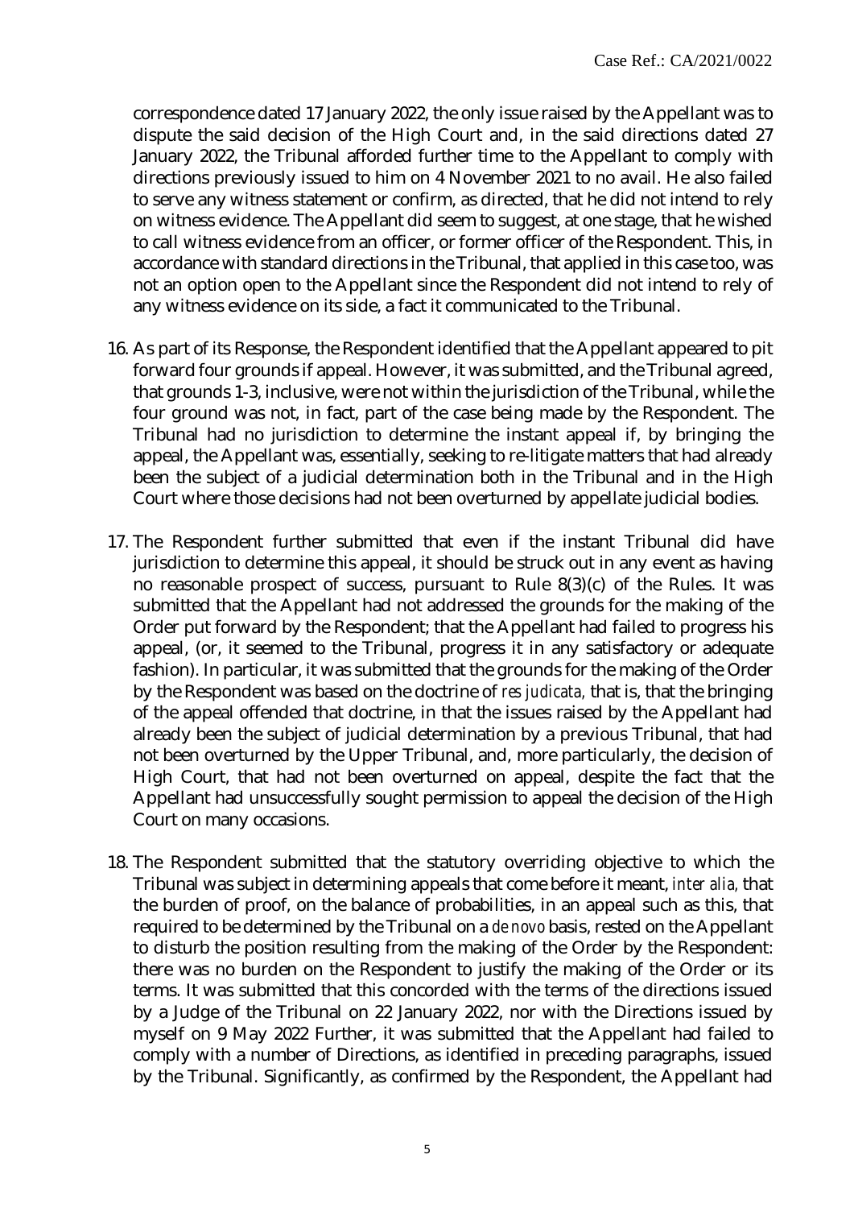correspondence dated 17 January 2022, the only issue raised by the Appellant was to dispute the said decision of the High Court and, in the said directions dated 27 January 2022, the Tribunal afforded further time to the Appellant to comply with directions previously issued to him on 4 November 2021 to no avail. He also failed to serve any witness statement or confirm, as directed, that he did not intend to rely on witness evidence. The Appellant did seem to suggest, at one stage, that he wished to call witness evidence from an officer, or former officer of the Respondent. This, in accordance with standard directions in the Tribunal, that applied in this case too, was not an option open to the Appellant since the Respondent did not intend to rely of any witness evidence on its side, a fact it communicated to the Tribunal.

16. As part of its Response, the Respondent identified that the Appellant appeared to pit forward four grounds if appeal. However, it was submitted, and the Tribunal agreed, that grounds 1-3, inclusive, were not within the jurisdiction of the Tribunal, while the four ground was not, in fact, part of the case being made by the Respondent. The Tribunal had no jurisdiction to determine the instant appeal if, by bringing the appeal, the Appellant was, essentially, seeking to re-litigate matters that had already been the subject of a judicial determination both in the Tribunal and in the High Court where those decisions had not been overturned by appellate judicial bodies.

17. The Respondent further submitted that even if the instant Tribunal did have jurisdiction to determine this appeal, it should be struck out in any event as having no reasonable prospect of success, pursuant to Rule 8(3)(c) of the Rules. It was submitted that the Appellant had not addressed the grounds for the making of the Order put forward by the Respondent; that the Appellant had failed to progress his appeal, (or, it seemed to the Tribunal, progress it in any satisfactory or adequate fashion). In particular, it was submitted that the grounds for the making of the Order by the Respondent was based on the doctrine of *res judicata*, that is, that the bringing of the appeal offended that doctrine, in that the issues raised by the Appellant had already been the subject of judicial determination by a previous Tribunal, that had not been overturned by the Upper Tribunal, and, more particularly, the decision of High Court, that had not been overturned on appeal, despite the fact that the Appellant had unsuccessfully sought permission to appeal the decision of the High Court on many occasions.

18. The Respondent submitted that the statutory overriding objective to which the Tribunal was subject in determining appeals that come before it meant, *inter alia*, that the burden of proof, on the balance of probabilities, in an appeal such as this, that required to be determined by the Tribunal on a *de novo* basis, rested on the Appellant to disturb the position resulting from the making of the Order by the Respondent: there was no burden on the Respondent to justify the making of the Order or its terms. It was submitted that this concorded with the terms of the directions issued by a Judge of the Tribunal on 22 January 2022, nor with the Directions issued by myself on 9 May 2022 Further, it was submitted that the Appellant had failed to comply with a number of Directions, as identified in preceding paragraphs, issued by the Tribunal. Significantly, as confirmed by the Respondent, the Appellant had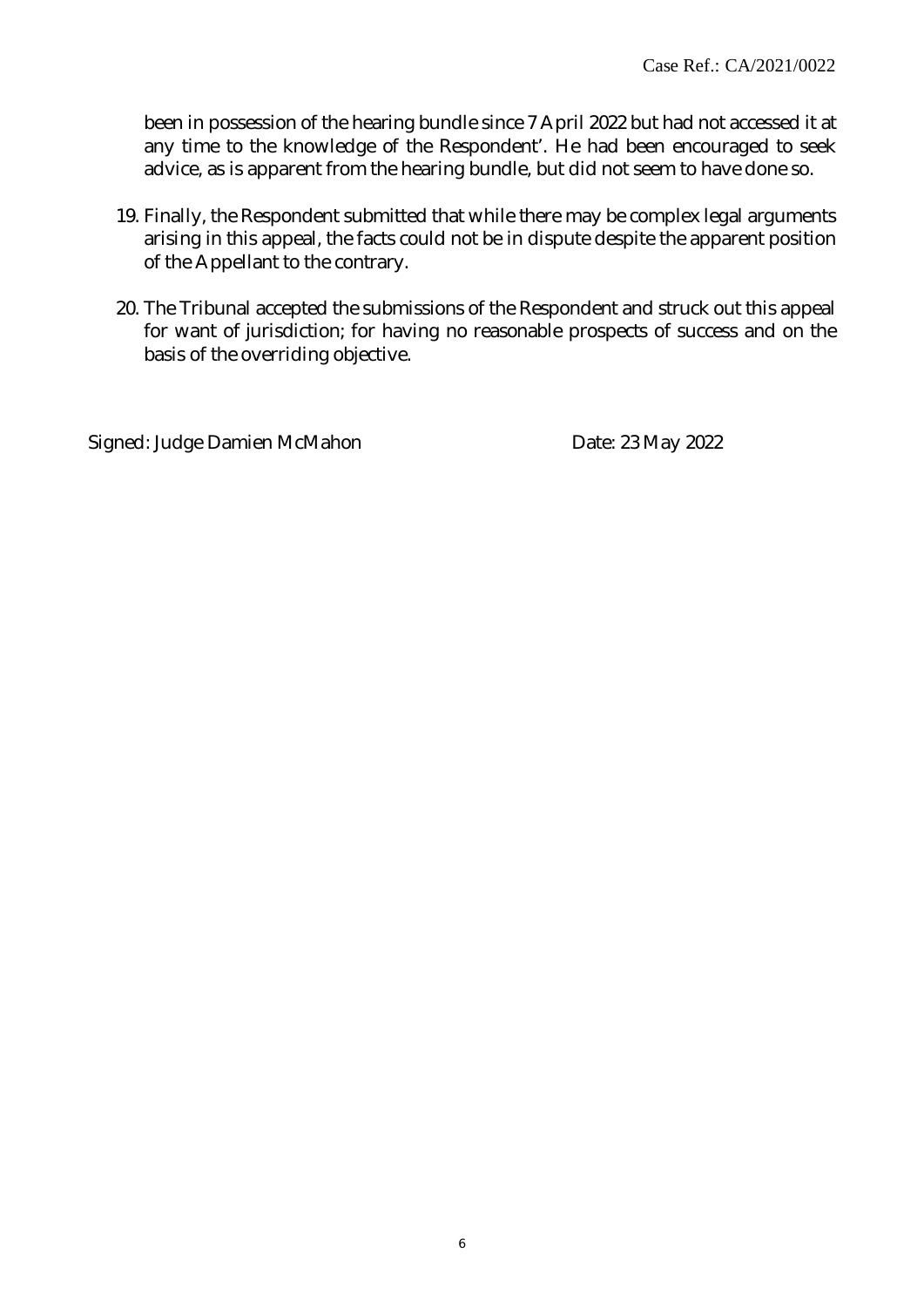been in possession of the hearing bundle since 7 April 2022 but had not accessed it at any time to the knowledge of the Respondent'. He had been encouraged to seek advice, as is apparent from the hearing bundle, but did not seem to have done so.

19. Finally, the Respondent submitted that while there may be complex legal arguments arising in this appeal, the facts could not be in dispute despite the apparent position of the Appellant to the contrary.

20. The Tribunal accepted the submissions of the Respondent and struck out this appeal for want of jurisdiction; for having no reasonable prospects of success and on the basis of the overriding objective.

Signed: Judge Damien McMahon

Date: 23 May 2022